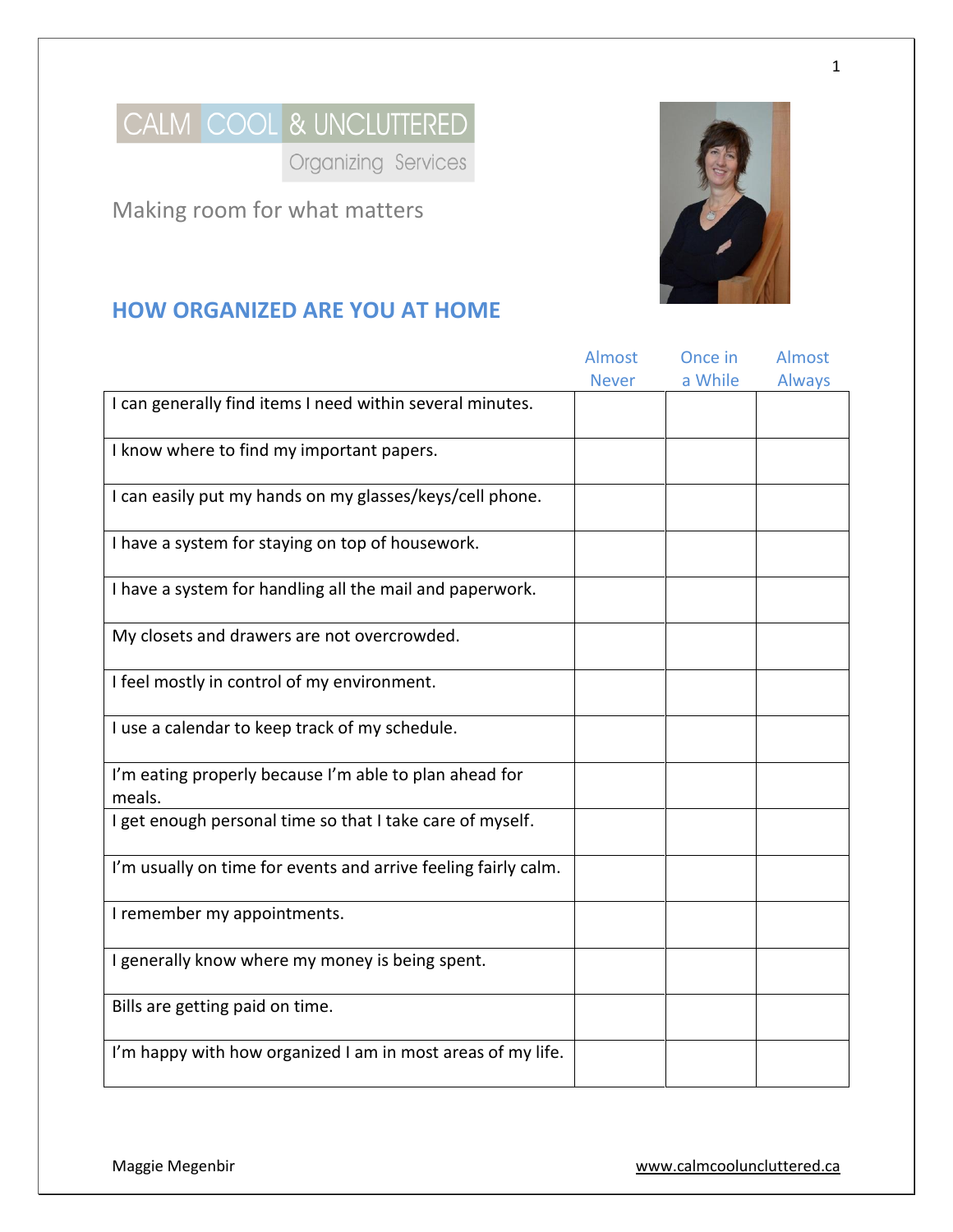# CALM COOL & UNCLUTTERED

Organizing Services

Making room for what matters

## HOW ORGANIZED ARE YOU AT HOME

| | Almost Never | Once in a While | Almost Always |
|---|---|---|---|
| I can generally find items I need within several minutes. | | | |
| I know where to find my important papers. | | | |
| I can easily put my hands on my glasses/keys/cell phone. | | | |
| I have a system for staying on top of housework. | | | |
| I have a system for handling all the mail and paperwork. | | | |
| My closets and drawers are not overcrowded. | | | |
| I feel mostly in control of my environment. | | | |
| I use a calendar to keep track of my schedule. | | | |
| I'm eating properly because I'm able to plan ahead for meals. | | | |
| I get enough personal time so that I take care of myself. | | | |
| I'm usually on time for events and arrive feeling fairly calm. | | | |
| I remember my appointments. | | | |
| I generally know where my money is being spent. | | | |
| Bills are getting paid on time. | | | |
| I'm happy with how organized I am in most areas of my life. | | | |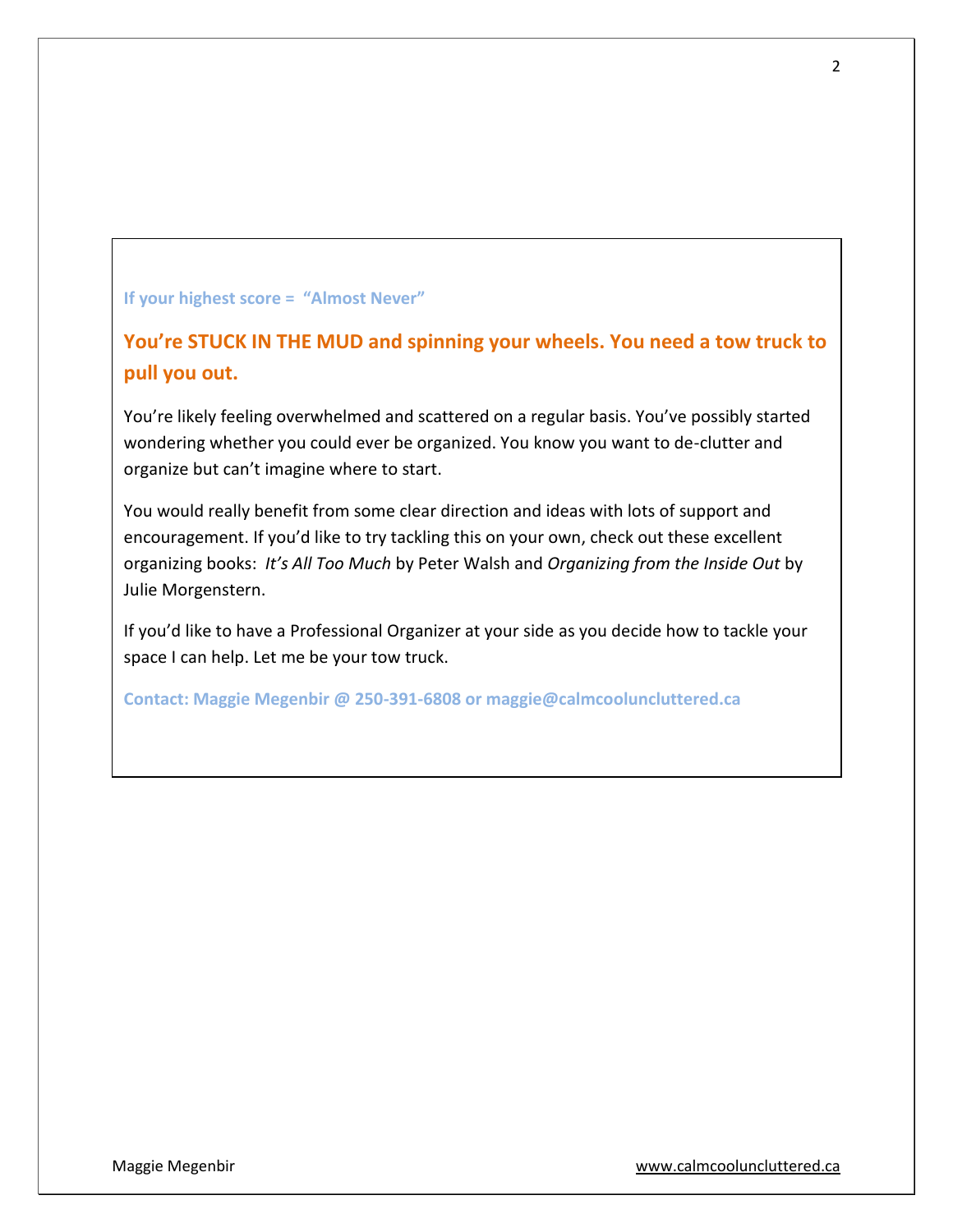**If your highest score = "Almost Never"**

## You're STUCK IN THE MUD and spinning your wheels. You need a tow truck to pull you out.

You're likely feeling overwhelmed and scattered on a regular basis. You've possibly started wondering whether you could ever be organized. You know you want to de-clutter and organize but can't imagine where to start.

You would really benefit from some clear direction and ideas with lots of support and encouragement. If you'd like to try tackling this on your own, check out these excellent organizing books: *It's All Too Much* by Peter Walsh and *Organizing from the Inside Out* by Julie Morgenstern.

If you'd like to have a Professional Organizer at your side as you decide how to tackle your space I can help. Let me be your tow truck.

**Contact: Maggie Megenbir @ 250-391-6808 or maggie@calmcooluncluttered.ca**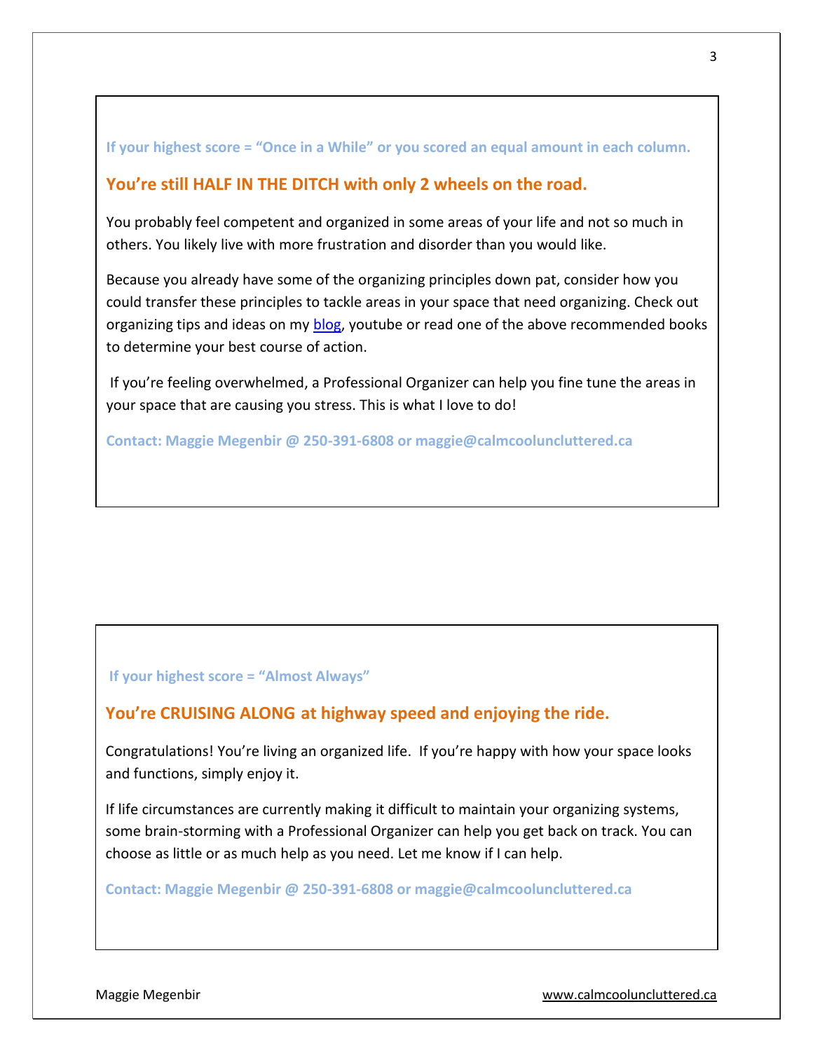**If your highest score = "Once in a While" or you scored an equal amount in each column.**

## You're still HALF IN THE DITCH with only 2 wheels on the road.

You probably feel competent and organized in some areas of your life and not so much in others. You likely live with more frustration and disorder than you would like.

Because you already have some of the organizing principles down pat, consider how you could transfer these principles to tackle areas in your space that need organizing. Check out organizing tips and ideas on my blog, youtube or read one of the above recommended books to determine your best course of action.

If you're feeling overwhelmed, a Professional Organizer can help you fine tune the areas in your space that are causing you stress. This is what I love to do!

**Contact: Maggie Megenbir @ 250-391-6808 or maggie@calmcooluncluttered.ca**

**If your highest score = "Almost Always"**

## You're CRUISING ALONG at highway speed and enjoying the ride.

Congratulations! You're living an organized life. If you're happy with how your space looks and functions, simply enjoy it.

If life circumstances are currently making it difficult to maintain your organizing systems, some brain-storming with a Professional Organizer can help you get back on track. You can choose as little or as much help as you need. Let me know if I can help.

**Contact: Maggie Megenbir @ 250-391-6808 or maggie@calmcooluncluttered.ca**